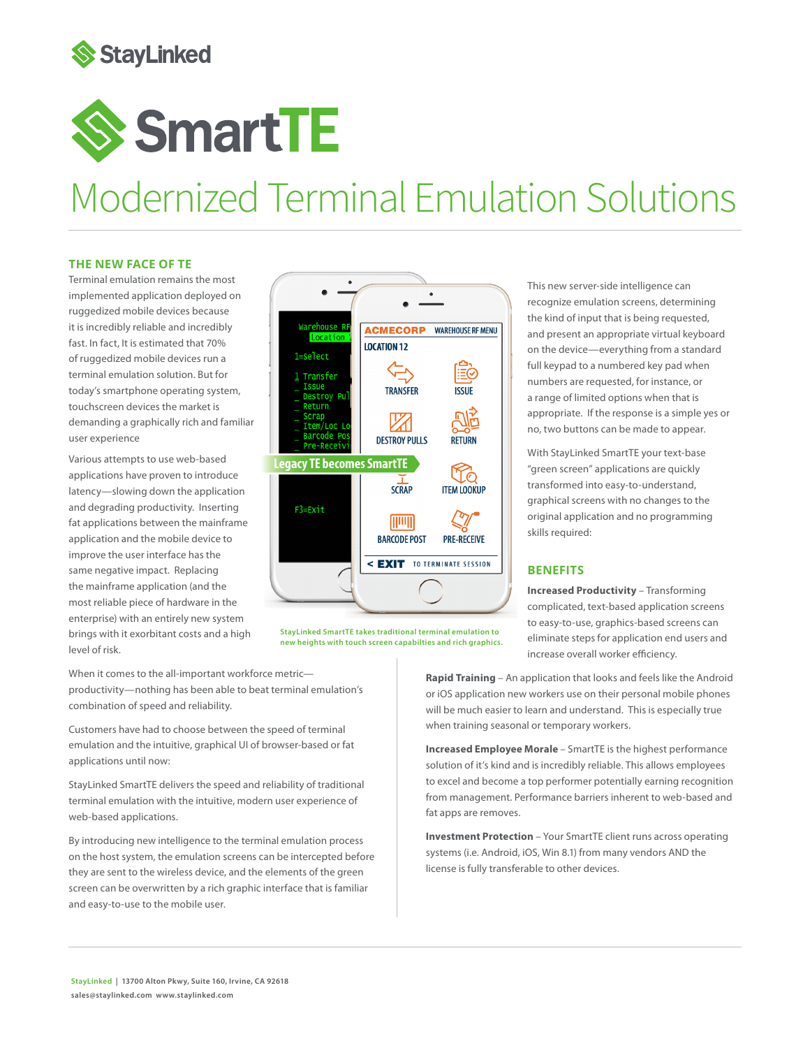StayLinked

# SmartTE

# Modernized Terminal Emulation Solutions

## THE NEW FACE OF TE

Terminal emulation remains the most implemented application deployed on ruggedized mobile devices because it is incredibly reliable and incredibly fast. In fact, It is estimated that 70% of ruggedized mobile devices run a terminal emulation solution. But for today's smartphone operating system, touchscreen devices the market is demanding a graphically rich and familiar user experience

Various attempts to use web-based applications have proven to introduce latency—slowing down the application and degrading productivity. Inserting fat applications between the mainframe application and the mobile device to improve the user interface has the same negative impact. Replacing the mainframe application (and the most reliable piece of hardware in the enterprise) with an entirely new system brings with it exorbitant costs and a high level of risk.

When it comes to the all-important workforce metric—productivity—nothing has been able to beat terminal emulation's combination of speed and reliability.

Customers have had to choose between the speed of terminal emulation and the intuitive, graphical UI of browser-based or fat applications until now:

StayLinked SmartTE delivers the speed and reliability of traditional terminal emulation with the intuitive, modern user experience of web-based applications.

By introducing new intelligence to the terminal emulation process on the host system, the emulation screens can be intercepted before they are sent to the wireless device, and the elements of the green screen can be overwritten by a rich graphic interface that is familiar and easy-to-use to the mobile user.

StayLinked SmartTE takes traditional terminal emulation to new heights with touch screen capabilties and rich graphics.

This new server-side intelligence can recognize emulation screens, determining the kind of input that is being requested, and present an appropriate virtual keyboard on the device—everything from a standard full keypad to a numbered key pad when numbers are requested, for instance, or a range of limited options when that is appropriate. If the response is a simple yes or no, two buttons can be made to appear.

With StayLinked SmartTE your text-base "green screen" applications are quickly transformed into easy-to-understand, graphical screens with no changes to the original application and no programming skills required:

## BENEFITS

**Increased Productivity** – Transforming complicated, text-based application screens to easy-to-use, graphics-based screens can eliminate steps for application end users and increase overall worker efficiency.

**Rapid Training** – An application that looks and feels like the Android or iOS application new workers use on their personal mobile phones will be much easier to learn and understand. This is especially true when training seasonal or temporary workers.

**Increased Employee Morale** – SmartTE is the highest performance solution of it's kind and is incredibly reliable. This allows employees to excel and become a top performer potentially earning recognition from management. Performance barriers inherent to web-based and fat apps are removes.

**Investment Protection** – Your SmartTE client runs across operating systems (i.e. Android, iOS, Win 8.1) from many vendors AND the license is fully transferable to other devices.

StayLinked | 13700 Alton Pkwy, Suite 160, Irvine, CA 92618
sales@staylinked.com www.staylinked.com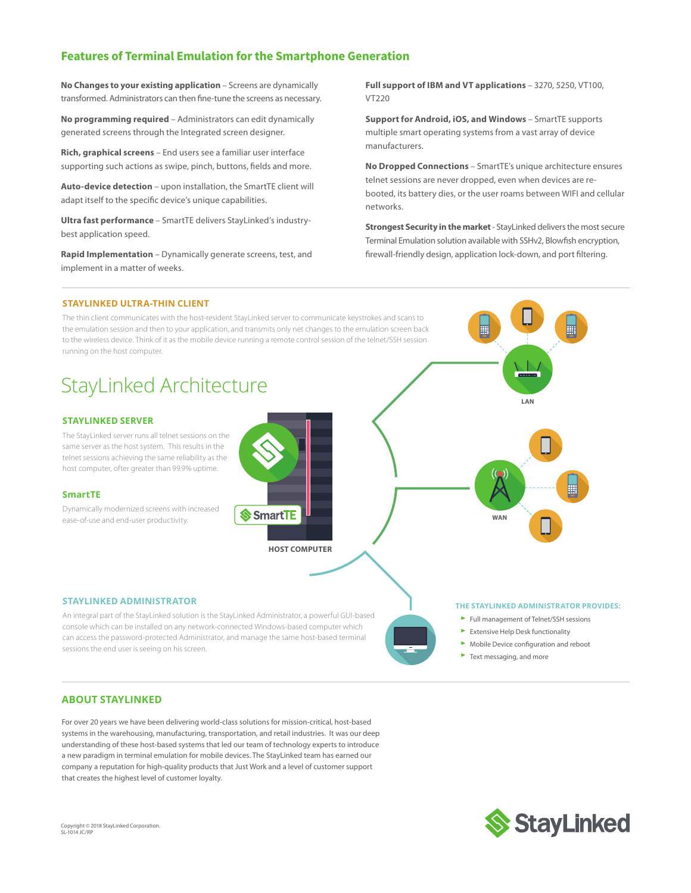## Features of Terminal Emulation for the Smartphone Generation

**No Changes to your existing application** – Screens are dynamically transformed. Administrators can then fine-tune the screens as necessary.

**No programming required** – Administrators can edit dynamically generated screens through the Integrated screen designer.

**Rich, graphical screens** – End users see a familiar user interface supporting such actions as swipe, pinch, buttons, fields and more.

**Auto-device detection** – upon installation, the SmartTE client will adapt itself to the specific device's unique capabilities.

**Ultra fast performance** – SmartTE delivers StayLinked's industry-best application speed.

**Rapid Implementation** – Dynamically generate screens, test, and implement in a matter of weeks.

**Full support of IBM and VT applications** – 3270, 5250, VT100, VT220

**Support for Android, iOS, and Windows** – SmartTE supports multiple smart operating systems from a vast array of device manufacturers.

**No Dropped Connections** – SmartTE's unique architecture ensures telnet sessions are never dropped, even when devices are re-booted, its battery dies, or the user roams between WIFI and cellular networks.

**Strongest Security in the market** - StayLinked delivers the most secure Terminal Emulation solution available with SSHv2, Blowfish encryption, firewall-friendly design, application lock-down, and port filtering.

### STAYLINKED ULTRA-THIN CLIENT

The thin client communicates with the host-resident StayLinked server to communicate keystrokes and scans to the emulation session and then to your application, and transmits only net changes to the emulation screen back to the wireless device. Think of it as the mobile device running a remote control session of the telnet/SSH session running on the host computer.

# StayLinked Architecture

### STAYLINKED SERVER

The StayLinked server runs all telnet sessions on the same server as the host system. This results in the telnet sessions achieving the same reliability as the host computer, ofter greater than 99.9% uptime.

### SmartTE

Dynamically modernized screens with increased ease-of-use and end-user productivity.

SmartTE

HOST COMPUTER

LAN

WAN

### STAYLINKED ADMINISTRATOR

An integral part of the StayLinked solution is the StayLinked Administrator, a powerful GUI-based console which can be installed on any network-connected Windows-based computer which can access the password-protected Administrator, and manage the same host-based terminal sessions the end user is seeing on his screen.

### THE STAYLINKED ADMINISTRATOR PROVIDES:

- Full management of Telnet/SSH sessions
- Extensive Help Desk functionality
- Mobile Device configuration and reboot
- Text messaging, and more

## ABOUT STAYLINKED

For over 20 years we have been delivering world-class solutions for mission-critical, host-based systems in the warehousing, manufacturing, transportation, and retail industries. It was our deep understanding of these host-based systems that led our team of technology experts to introduce a new paradigm in terminal emulation for mobile devices. The StayLinked team has earned our company a reputation for high-quality products that Just Work and a level of customer support that creates the highest level of customer loyalty.

Copyright © 2018 StayLinked Corporation.
SL-1014 JC/RP

StayLinked